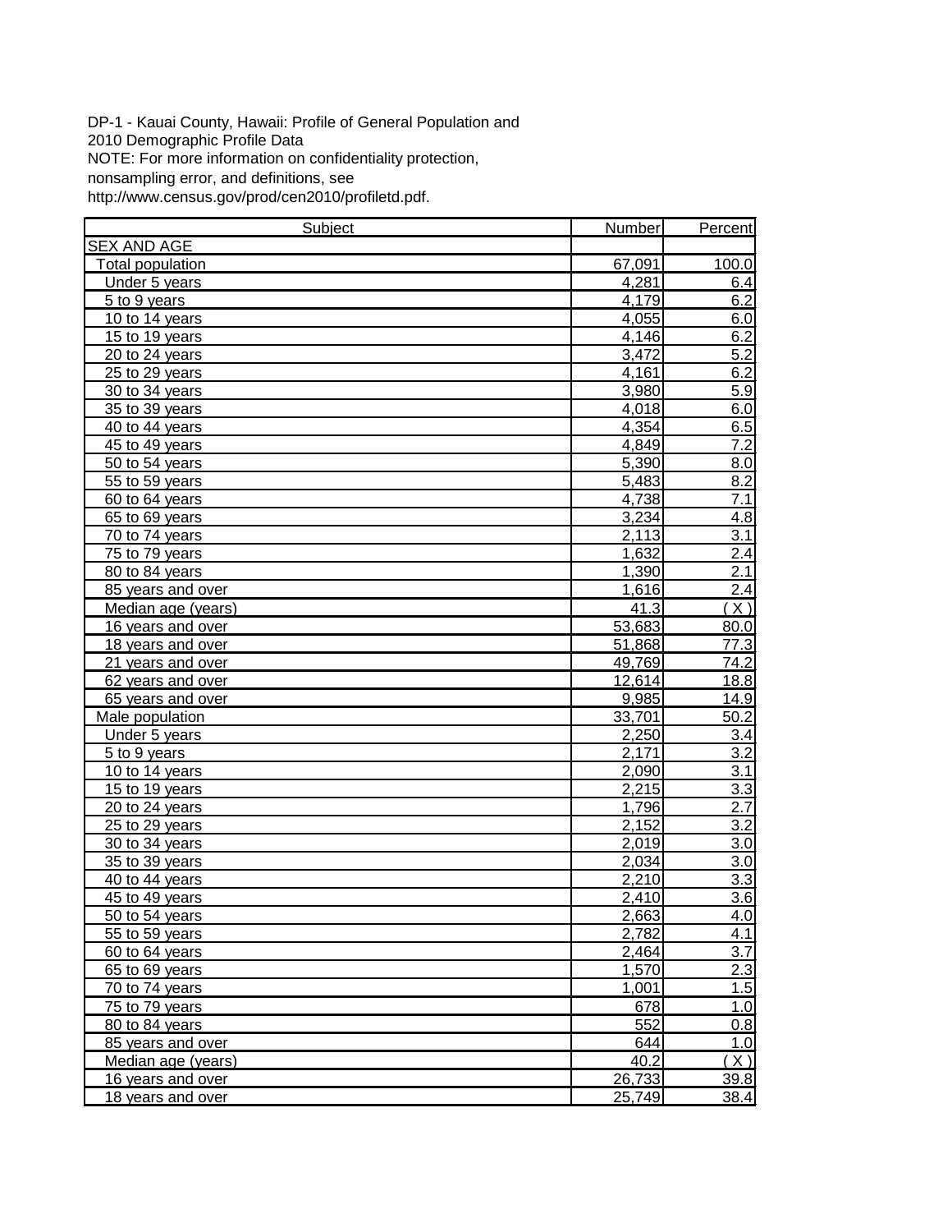DP-1 - Kauai County, Hawaii: Profile of General Population and
2010 Demographic Profile Data
NOTE: For more information on confidentiality protection,
nonsampling error, and definitions, see
http://www.census.gov/prod/cen2010/profiletd.pdf.

| Subject | Number | Percent |
|---|---|---|
| SEX AND AGE | | |
| Total population | 67,091 | 100.0 |
| Under 5 years | 4,281 | 6.4 |
| 5 to 9 years | 4,179 | 6.2 |
| 10 to 14 years | 4,055 | 6.0 |
| 15 to 19 years | 4,146 | 6.2 |
| 20 to 24 years | 3,472 | 5.2 |
| 25 to 29 years | 4,161 | 6.2 |
| 30 to 34 years | 3,980 | 5.9 |
| 35 to 39 years | 4,018 | 6.0 |
| 40 to 44 years | 4,354 | 6.5 |
| 45 to 49 years | 4,849 | 7.2 |
| 50 to 54 years | 5,390 | 8.0 |
| 55 to 59 years | 5,483 | 8.2 |
| 60 to 64 years | 4,738 | 7.1 |
| 65 to 69 years | 3,234 | 4.8 |
| 70 to 74 years | 2,113 | 3.1 |
| 75 to 79 years | 1,632 | 2.4 |
| 80 to 84 years | 1,390 | 2.1 |
| 85 years and over | 1,616 | 2.4 |
| Median age (years) | 41.3 | ( X ) |
| 16 years and over | 53,683 | 80.0 |
| 18 years and over | 51,868 | 77.3 |
| 21 years and over | 49,769 | 74.2 |
| 62 years and over | 12,614 | 18.8 |
| 65 years and over | 9,985 | 14.9 |
| Male population | 33,701 | 50.2 |
| Under 5 years | 2,250 | 3.4 |
| 5 to 9 years | 2,171 | 3.2 |
| 10 to 14 years | 2,090 | 3.1 |
| 15 to 19 years | 2,215 | 3.3 |
| 20 to 24 years | 1,796 | 2.7 |
| 25 to 29 years | 2,152 | 3.2 |
| 30 to 34 years | 2,019 | 3.0 |
| 35 to 39 years | 2,034 | 3.0 |
| 40 to 44 years | 2,210 | 3.3 |
| 45 to 49 years | 2,410 | 3.6 |
| 50 to 54 years | 2,663 | 4.0 |
| 55 to 59 years | 2,782 | 4.1 |
| 60 to 64 years | 2,464 | 3.7 |
| 65 to 69 years | 1,570 | 2.3 |
| 70 to 74 years | 1,001 | 1.5 |
| 75 to 79 years | 678 | 1.0 |
| 80 to 84 years | 552 | 0.8 |
| 85 years and over | 644 | 1.0 |
| Median age (years) | 40.2 | ( X ) |
| 16 years and over | 26,733 | 39.8 |
| 18 years and over | 25,749 | 38.4 |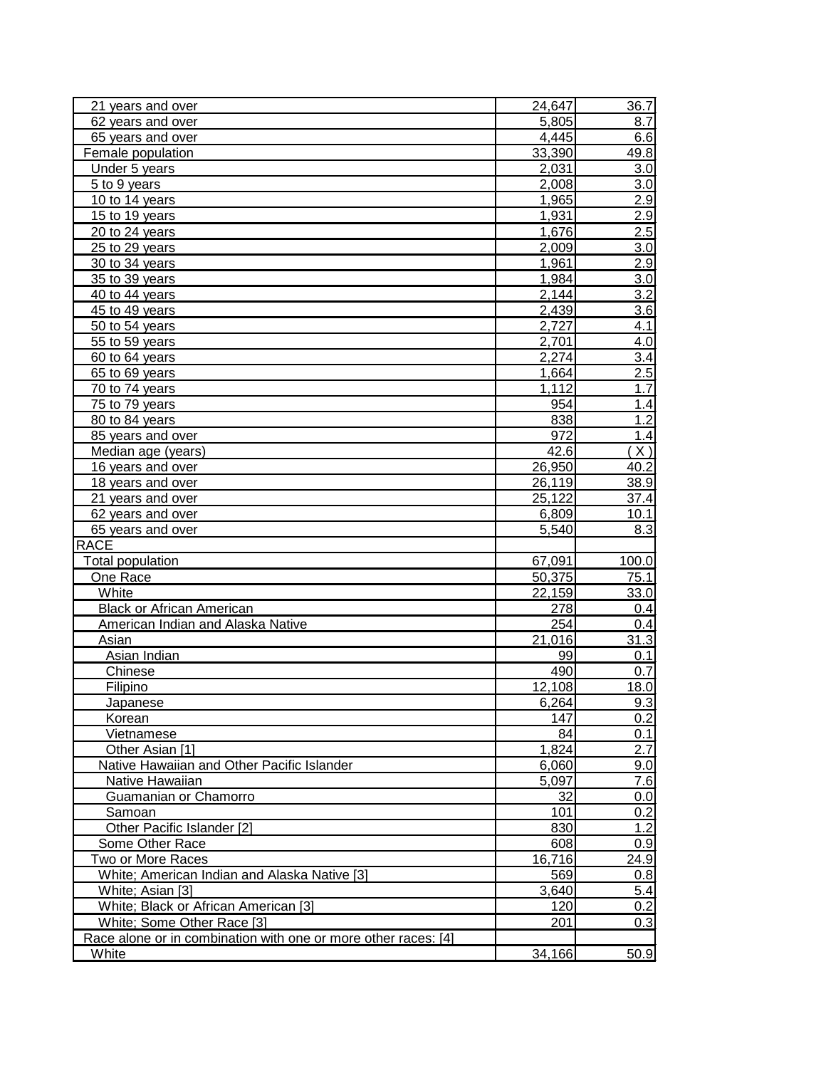| | | |
|---|---|---|
| 21 years and over | 24,647 | 36.7 |
| 62 years and over | 5,805 | 8.7 |
| 65 years and over | 4,445 | 6.6 |
| Female population | 33,390 | 49.8 |
| Under 5 years | 2,031 | 3.0 |
| 5 to 9 years | 2,008 | 3.0 |
| 10 to 14 years | 1,965 | 2.9 |
| 15 to 19 years | 1,931 | 2.9 |
| 20 to 24 years | 1,676 | 2.5 |
| 25 to 29 years | 2,009 | 3.0 |
| 30 to 34 years | 1,961 | 2.9 |
| 35 to 39 years | 1,984 | 3.0 |
| 40 to 44 years | 2,144 | 3.2 |
| 45 to 49 years | 2,439 | 3.6 |
| 50 to 54 years | 2,727 | 4.1 |
| 55 to 59 years | 2,701 | 4.0 |
| 60 to 64 years | 2,274 | 3.4 |
| 65 to 69 years | 1,664 | 2.5 |
| 70 to 74 years | 1,112 | 1.7 |
| 75 to 79 years | 954 | 1.4 |
| 80 to 84 years | 838 | 1.2 |
| 85 years and over | 972 | 1.4 |
| Median age (years) | 42.6 | ( X ) |
| 16 years and over | 26,950 | 40.2 |
| 18 years and over | 26,119 | 38.9 |
| 21 years and over | 25,122 | 37.4 |
| 62 years and over | 6,809 | 10.1 |
| 65 years and over | 5,540 | 8.3 |
| RACE | | |
| Total population | 67,091 | 100.0 |
| One Race | 50,375 | 75.1 |
| White | 22,159 | 33.0 |
| Black or African American | 278 | 0.4 |
| American Indian and Alaska Native | 254 | 0.4 |
| Asian | 21,016 | 31.3 |
| Asian Indian | 99 | 0.1 |
| Chinese | 490 | 0.7 |
| Filipino | 12,108 | 18.0 |
| Japanese | 6,264 | 9.3 |
| Korean | 147 | 0.2 |
| Vietnamese | 84 | 0.1 |
| Other Asian [1] | 1,824 | 2.7 |
| Native Hawaiian and Other Pacific Islander | 6,060 | 9.0 |
| Native Hawaiian | 5,097 | 7.6 |
| Guamanian or Chamorro | 32 | 0.0 |
| Samoan | 101 | 0.2 |
| Other Pacific Islander [2] | 830 | 1.2 |
| Some Other Race | 608 | 0.9 |
| Two or More Races | 16,716 | 24.9 |
| White; American Indian and Alaska Native [3] | 569 | 0.8 |
| White; Asian [3] | 3,640 | 5.4 |
| White; Black or African American [3] | 120 | 0.2 |
| White; Some Other Race [3] | 201 | 0.3 |
| Race alone or in combination with one or more other races: [4] | | |
| White | 34,166 | 50.9 |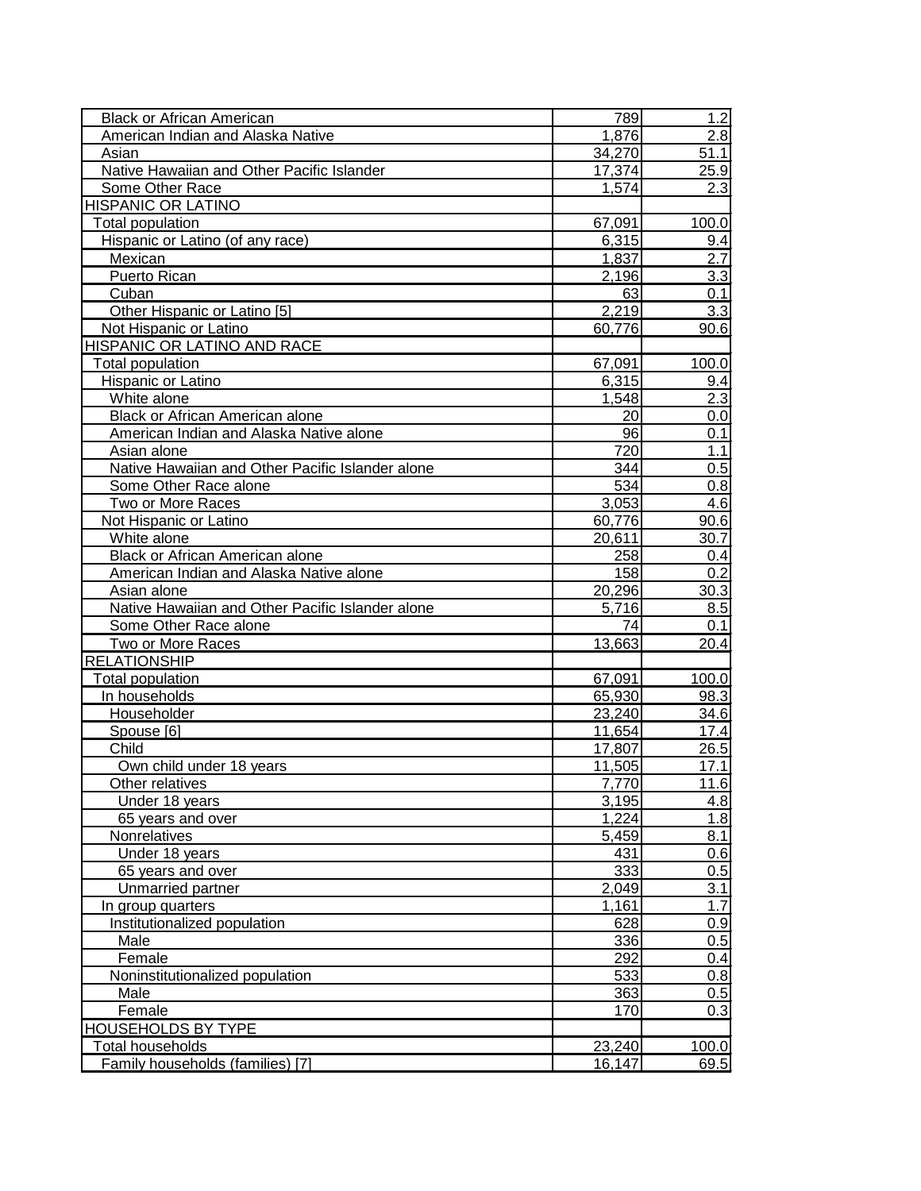| | | |
|---|---|---|
| Black or African American | 789 | 1.2 |
| American Indian and Alaska Native | 1,876 | 2.8 |
| Asian | 34,270 | 51.1 |
| Native Hawaiian and Other Pacific Islander | 17,374 | 25.9 |
| Some Other Race | 1,574 | 2.3 |
| HISPANIC OR LATINO | | |
| Total population | 67,091 | 100.0 |
| Hispanic or Latino (of any race) | 6,315 | 9.4 |
| Mexican | 1,837 | 2.7 |
| Puerto Rican | 2,196 | 3.3 |
| Cuban | 63 | 0.1 |
| Other Hispanic or Latino [5] | 2,219 | 3.3 |
| Not Hispanic or Latino | 60,776 | 90.6 |
| HISPANIC OR LATINO AND RACE | | |
| Total population | 67,091 | 100.0 |
| Hispanic or Latino | 6,315 | 9.4 |
| White alone | 1,548 | 2.3 |
| Black or African American alone | 20 | 0.0 |
| American Indian and Alaska Native alone | 96 | 0.1 |
| Asian alone | 720 | 1.1 |
| Native Hawaiian and Other Pacific Islander alone | 344 | 0.5 |
| Some Other Race alone | 534 | 0.8 |
| Two or More Races | 3,053 | 4.6 |
| Not Hispanic or Latino | 60,776 | 90.6 |
| White alone | 20,611 | 30.7 |
| Black or African American alone | 258 | 0.4 |
| American Indian and Alaska Native alone | 158 | 0.2 |
| Asian alone | 20,296 | 30.3 |
| Native Hawaiian and Other Pacific Islander alone | 5,716 | 8.5 |
| Some Other Race alone | 74 | 0.1 |
| Two or More Races | 13,663 | 20.4 |
| RELATIONSHIP | | |
| Total population | 67,091 | 100.0 |
| In households | 65,930 | 98.3 |
| Householder | 23,240 | 34.6 |
| Spouse [6] | 11,654 | 17.4 |
| Child | 17,807 | 26.5 |
| Own child under 18 years | 11,505 | 17.1 |
| Other relatives | 7,770 | 11.6 |
| Under 18 years | 3,195 | 4.8 |
| 65 years and over | 1,224 | 1.8 |
| Nonrelatives | 5,459 | 8.1 |
| Under 18 years | 431 | 0.6 |
| 65 years and over | 333 | 0.5 |
| Unmarried partner | 2,049 | 3.1 |
| In group quarters | 1,161 | 1.7 |
| Institutionalized population | 628 | 0.9 |
| Male | 336 | 0.5 |
| Female | 292 | 0.4 |
| Noninstitutionalized population | 533 | 0.8 |
| Male | 363 | 0.5 |
| Female | 170 | 0.3 |
| HOUSEHOLDS BY TYPE | | |
| Total households | 23,240 | 100.0 |
| Family households (families) [7] | 16,147 | 69.5 |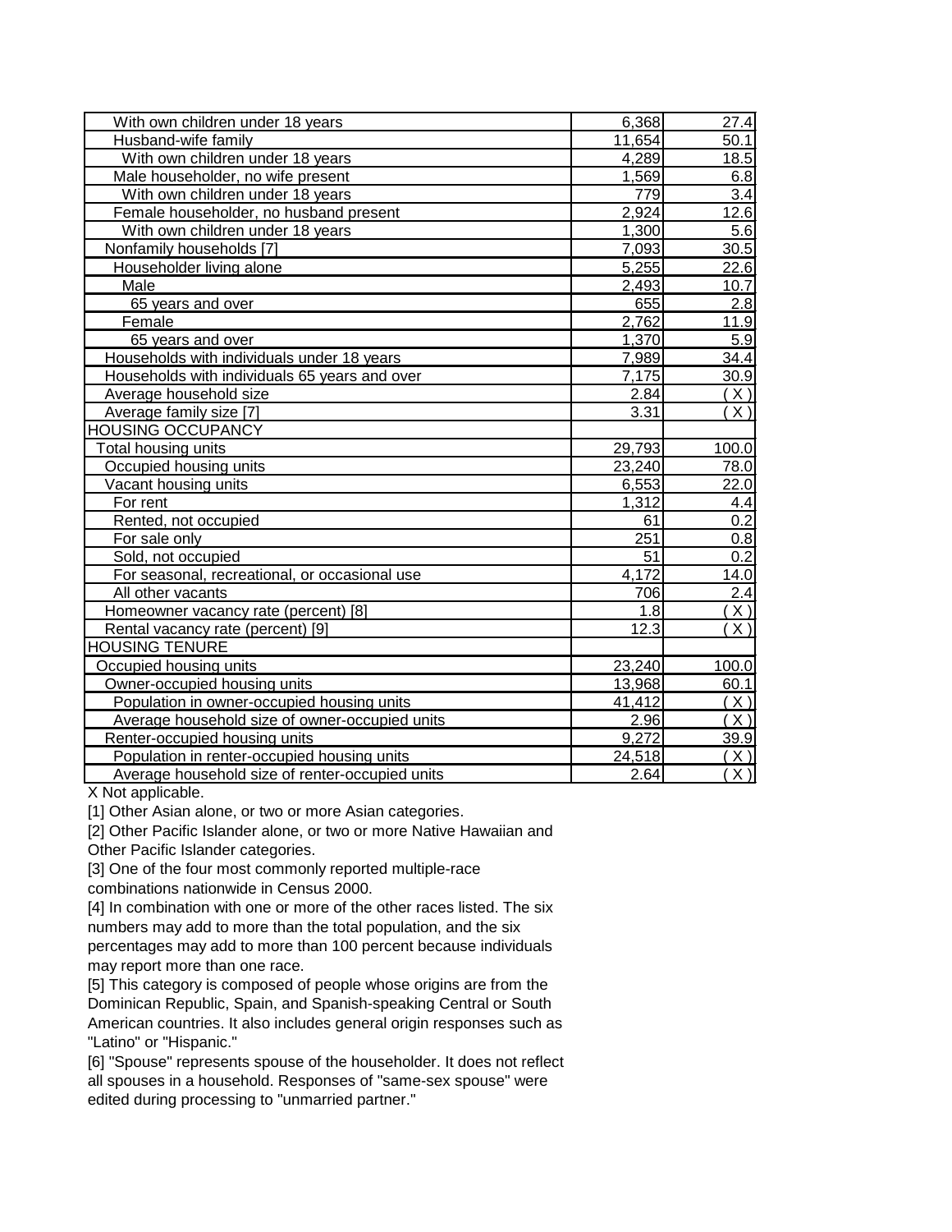| | | |
|---|---|---|
| With own children under 18 years | 6,368 | 27.4 |
| Husband-wife family | 11,654 | 50.1 |
| With own children under 18 years | 4,289 | 18.5 |
| Male householder, no wife present | 1,569 | 6.8 |
| With own children under 18 years | 779 | 3.4 |
| Female householder, no husband present | 2,924 | 12.6 |
| With own children under 18 years | 1,300 | 5.6 |
| Nonfamily households [7] | 7,093 | 30.5 |
| Householder living alone | 5,255 | 22.6 |
| Male | 2,493 | 10.7 |
| 65 years and over | 655 | 2.8 |
| Female | 2,762 | 11.9 |
| 65 years and over | 1,370 | 5.9 |
| Households with individuals under 18 years | 7,989 | 34.4 |
| Households with individuals 65 years and over | 7,175 | 30.9 |
| Average household size | 2.84 | ( X ) |
| Average family size [7] | 3.31 | ( X ) |
| HOUSING OCCUPANCY | | |
| Total housing units | 29,793 | 100.0 |
| Occupied housing units | 23,240 | 78.0 |
| Vacant housing units | 6,553 | 22.0 |
| For rent | 1,312 | 4.4 |
| Rented, not occupied | 61 | 0.2 |
| For sale only | 251 | 0.8 |
| Sold, not occupied | 51 | 0.2 |
| For seasonal, recreational, or occasional use | 4,172 | 14.0 |
| All other vacants | 706 | 2.4 |
| Homeowner vacancy rate (percent) [8] | 1.8 | ( X ) |
| Rental vacancy rate (percent) [9] | 12.3 | ( X ) |
| HOUSING TENURE | | |
| Occupied housing units | 23,240 | 100.0 |
| Owner-occupied housing units | 13,968 | 60.1 |
| Population in owner-occupied housing units | 41,412 | ( X ) |
| Average household size of owner-occupied units | 2.96 | ( X ) |
| Renter-occupied housing units | 9,272 | 39.9 |
| Population in renter-occupied housing units | 24,518 | ( X ) |
| Average household size of renter-occupied units | 2.64 | ( X ) |

X Not applicable.

[1] Other Asian alone, or two or more Asian categories.

[2] Other Pacific Islander alone, or two or more Native Hawaiian and Other Pacific Islander categories.

[3] One of the four most commonly reported multiple-race combinations nationwide in Census 2000.

[4] In combination with one or more of the other races listed. The six numbers may add to more than the total population, and the six percentages may add to more than 100 percent because individuals may report more than one race.

[5] This category is composed of people whose origins are from the Dominican Republic, Spain, and Spanish-speaking Central or South American countries. It also includes general origin responses such as "Latino" or "Hispanic."

[6] "Spouse" represents spouse of the householder. It does not reflect all spouses in a household. Responses of "same-sex spouse" were edited during processing to "unmarried partner."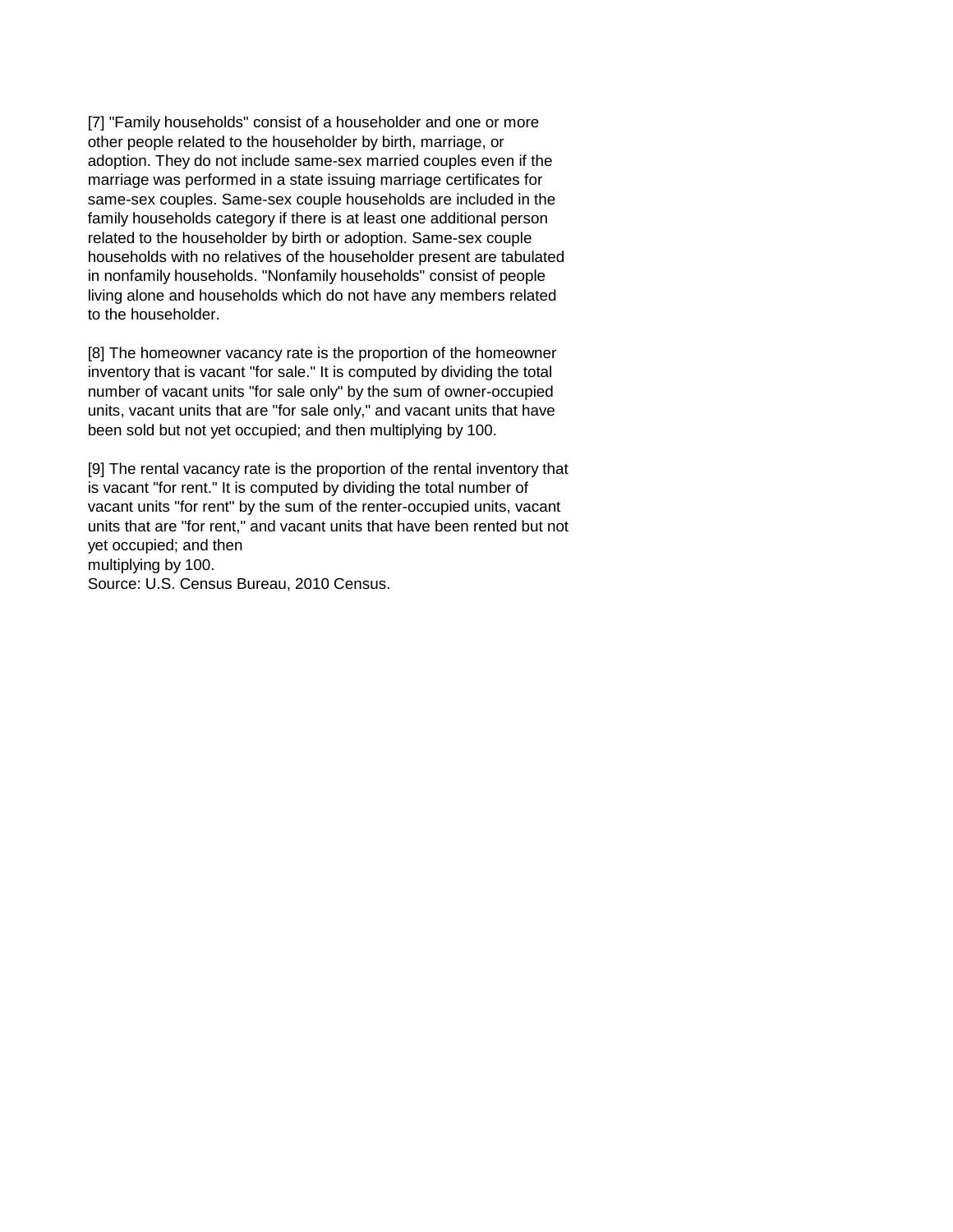[7] "Family households" consist of a householder and one or more other people related to the householder by birth, marriage, or adoption. They do not include same-sex married couples even if the marriage was performed in a state issuing marriage certificates for same-sex couples. Same-sex couple households are included in the family households category if there is at least one additional person related to the householder by birth or adoption. Same-sex couple households with no relatives of the householder present are tabulated in nonfamily households. "Nonfamily households" consist of people living alone and households which do not have any members related to the householder.

[8] The homeowner vacancy rate is the proportion of the homeowner inventory that is vacant "for sale." It is computed by dividing the total number of vacant units "for sale only" by the sum of owner-occupied units, vacant units that are "for sale only," and vacant units that have been sold but not yet occupied; and then multiplying by 100.

[9] The rental vacancy rate is the proportion of the rental inventory that is vacant "for rent." It is computed by dividing the total number of vacant units "for rent" by the sum of the renter-occupied units, vacant units that are "for rent," and vacant units that have been rented but not yet occupied; and then
multiplying by 100.
Source: U.S. Census Bureau, 2010 Census.